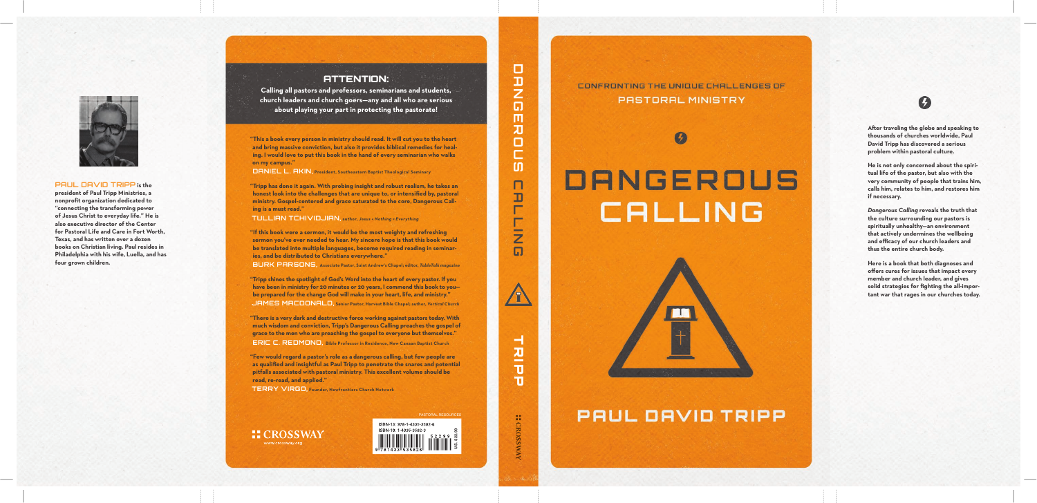**PAUL DAVID TRIPP** is the president of Paul Tripp Ministries, a nonprofit organization dedicated to "connecting the transforming power of Jesus Christ to everyday life." He is also executive director of the Center for Pastoral Life and Care in Fort Worth, Texas, and has written over a dozen books on Christian living. Paul resides in Philadelphia with his wife, Luella, and has four grown children.

## ATTENTION:

**Calling all pastors and professors, seminarians and students, church leaders and church goers—any and all who are serious about playing your part in protecting the pastorate!**

"This a book every person in ministry should read. It will cut you to the heart and bring massive conviction, but also it provides biblical remedies for healing. I would love to put this book in the hand of every seminarian who walks on my campus."
**DANIEL L. AKIN**, President, Southeastern Baptist Theological Seminary

"Tripp has done it again. With probing insight and robust realism, he takes an honest look into the challenges that are unique to, or intensified by, pastoral ministry. Gospel-centered and grace saturated to the core, Dangerous Calling is a must read."
**TULLIAN TCHIVIDJIAN**, author, *Jesus + Nothing = Everything*

"If this book were a sermon, it would be the most weighty and refreshing sermon you've ever needed to hear. My sincere hope is that this book would be translated into multiple languages, become required reading in seminaries, and be distributed to Christians everywhere."
**BURK PARSONS**, Associate Pastor, Saint Andrew's Chapel; editor, *TableTalk magazine*

"Tripp shines the spotlight of God's Word into the heart of every pastor. If you have been in ministry for 20 minutes or 20 years, I commend this book to you—be prepared for the change God will make in your heart, life, and ministry."
**JAMES MACDONALD**, Senior Pastor, Harvest Bible Chapel; author, *Vertical Church*

"There is a very dark and destructive force working against pastors today. With much wisdom and conviction, Tripp's Dangerous Calling preaches the gospel of grace to the men who are preaching the gospel to everyone but themselves."
**ERIC C. REDMOND**, Bible Professor in Residence, New Canaan Baptist Church

"Few would regard a pastor's role as a dangerous calling, but few people are as qualified and insightful as Paul Tripp to penetrate the snares and potential pitfalls associated with pastoral ministry. This excellent volume should be read, re-read, and applied."
**TERRY VIRGO**, Founder, Newfrontiers Church Network

PASTORAL RESOURCES

CROSSWAY
www.crossway.org

ISBN-13: 978-1-4335-3582-6
ISBN-10: 1-4335-3582-3

U.S. $22.99

DANGEROUS CALLING — TRIPP — CROSSWAY

CONFRONTING THE UNIQUE CHALLENGES OF PASTORAL MINISTRY

# DANGEROUS CALLING

## PAUL DAVID TRIPP

**After traveling the globe and speaking to thousands of churches worldwide, Paul David Tripp has discovered a serious problem within pastoral culture.**

**He is not only concerned about the spiritual life of the pastor, but also with the very community of people that trains him, calls him, relates to him, and restores him if necessary.**

***Dangerous Calling* reveals the truth that the culture surrounding our pastors is spiritually unhealthy—an environment that actively undermines the wellbeing and efficacy of our church leaders and thus the entire church body.**

**Here is a book that both diagnoses and offers cures for issues that impact every member and church leader, and gives solid strategies for fighting the all-important war that rages in our churches today.**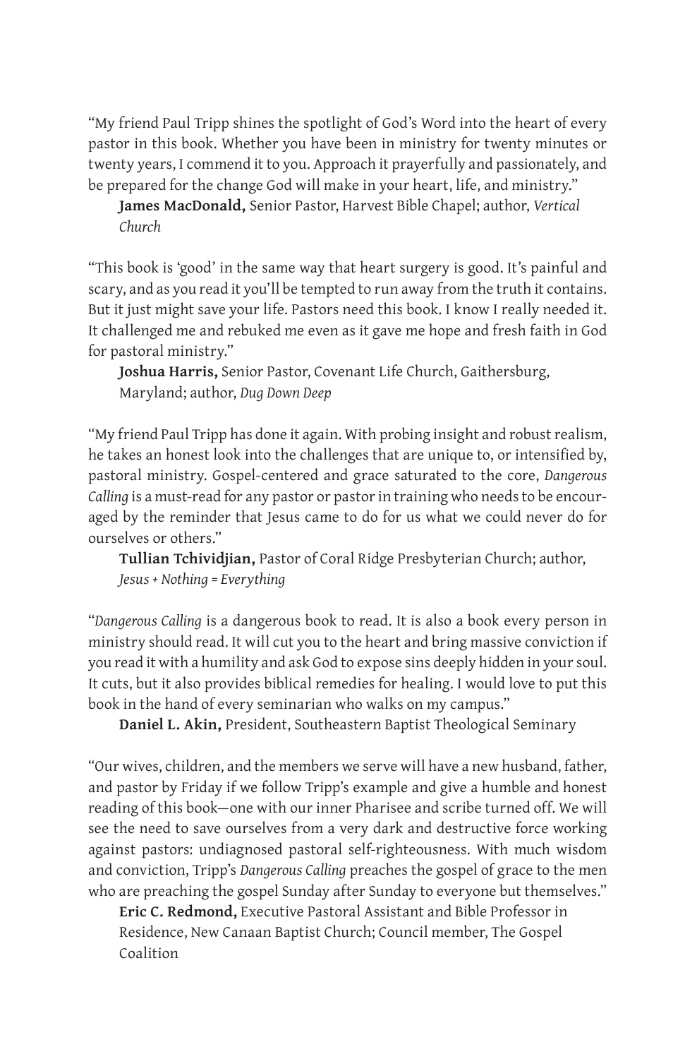"My friend Paul Tripp shines the spotlight of God's Word into the heart of every pastor in this book. Whether you have been in ministry for twenty minutes or twenty years, I commend it to you. Approach it prayerfully and passionately, and be prepared for the change God will make in your heart, life, and ministry."

**James MacDonald,** Senior Pastor, Harvest Bible Chapel; author, *Vertical Church*

"This book is 'good' in the same way that heart surgery is good. It's painful and scary, and as you read it you'll be tempted to run away from the truth it contains. But it just might save your life. Pastors need this book. I know I really needed it. It challenged me and rebuked me even as it gave me hope and fresh faith in God for pastoral ministry."

**Joshua Harris,** Senior Pastor, Covenant Life Church, Gaithersburg, Maryland; author, *Dug Down Deep*

"My friend Paul Tripp has done it again. With probing insight and robust realism, he takes an honest look into the challenges that are unique to, or intensified by, pastoral ministry. Gospel-centered and grace saturated to the core, *Dangerous Calling* is a must-read for any pastor or pastor in training who needs to be encouraged by the reminder that Jesus came to do for us what we could never do for ourselves or others."

**Tullian Tchividjian,** Pastor of Coral Ridge Presbyterian Church; author, *Jesus + Nothing = Everything*

"*Dangerous Calling* is a dangerous book to read. It is also a book every person in ministry should read. It will cut you to the heart and bring massive conviction if you read it with a humility and ask God to expose sins deeply hidden in your soul. It cuts, but it also provides biblical remedies for healing. I would love to put this book in the hand of every seminarian who walks on my campus."

**Daniel L. Akin,** President, Southeastern Baptist Theological Seminary

"Our wives, children, and the members we serve will have a new husband, father, and pastor by Friday if we follow Tripp's example and give a humble and honest reading of this book—one with our inner Pharisee and scribe turned off. We will see the need to save ourselves from a very dark and destructive force working against pastors: undiagnosed pastoral self-righteousness. With much wisdom and conviction, Tripp's *Dangerous Calling* preaches the gospel of grace to the men who are preaching the gospel Sunday after Sunday to everyone but themselves."

**Eric C. Redmond,** Executive Pastoral Assistant and Bible Professor in Residence, New Canaan Baptist Church; Council member, The Gospel Coalition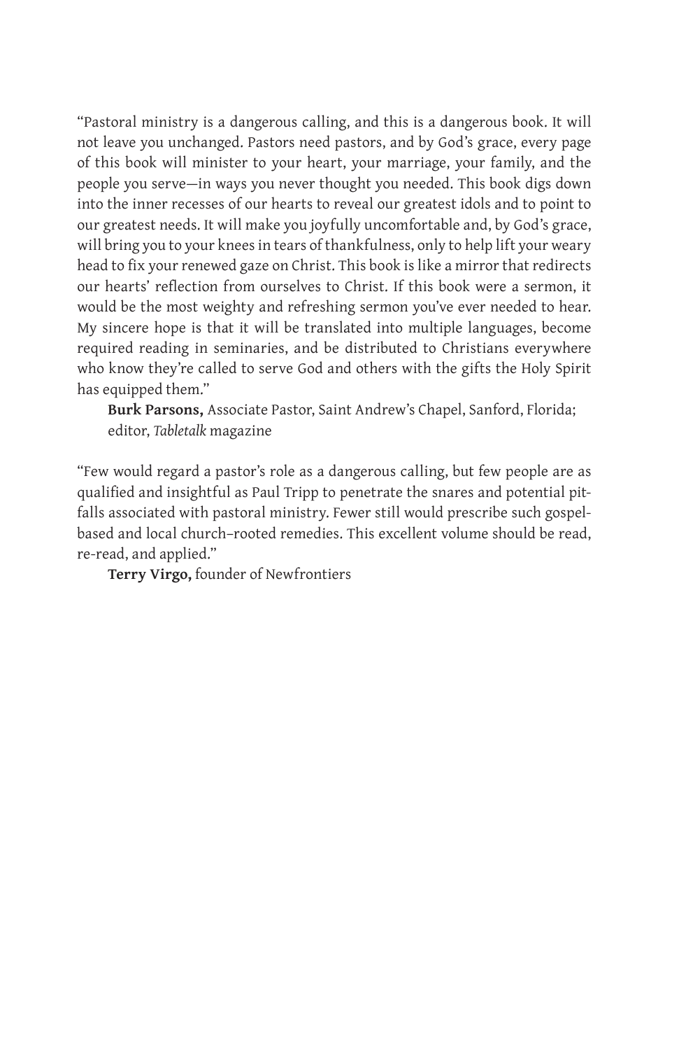"Pastoral ministry is a dangerous calling, and this is a dangerous book. It will not leave you unchanged. Pastors need pastors, and by God's grace, every page of this book will minister to your heart, your marriage, your family, and the people you serve—in ways you never thought you needed. This book digs down into the inner recesses of our hearts to reveal our greatest idols and to point to our greatest needs. It will make you joyfully uncomfortable and, by God's grace, will bring you to your knees in tears of thankfulness, only to help lift your weary head to fix your renewed gaze on Christ. This book is like a mirror that redirects our hearts' reflection from ourselves to Christ. If this book were a sermon, it would be the most weighty and refreshing sermon you've ever needed to hear. My sincere hope is that it will be translated into multiple languages, become required reading in seminaries, and be distributed to Christians everywhere who know they're called to serve God and others with the gifts the Holy Spirit has equipped them."

**Burk Parsons,** Associate Pastor, Saint Andrew's Chapel, Sanford, Florida; editor, *Tabletalk* magazine

"Few would regard a pastor's role as a dangerous calling, but few people are as qualified and insightful as Paul Tripp to penetrate the snares and potential pitfalls associated with pastoral ministry. Fewer still would prescribe such gospel-based and local church–rooted remedies. This excellent volume should be read, re-read, and applied."

**Terry Virgo,** founder of Newfrontiers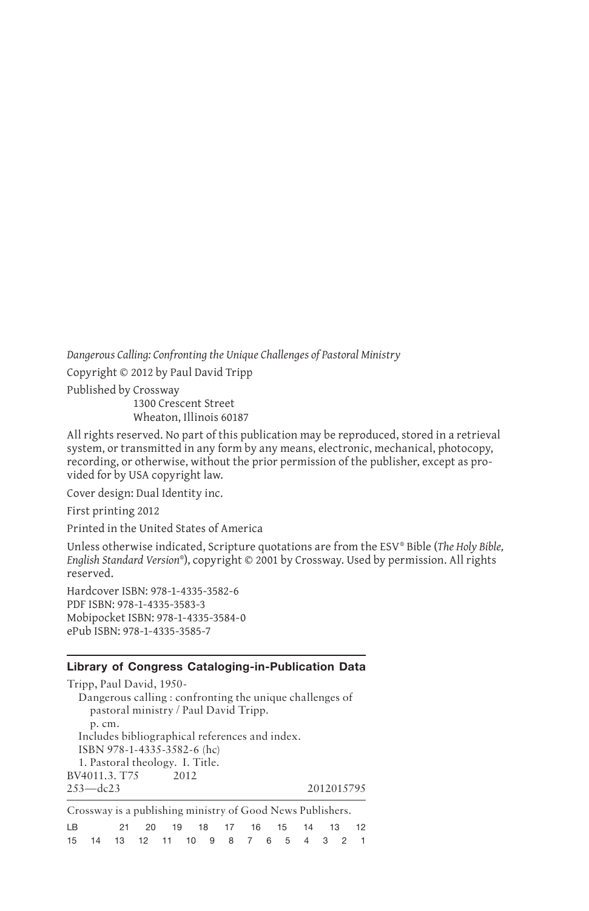*Dangerous Calling: Confronting the Unique Challenges of Pastoral Ministry*

Copyright © 2012 by Paul David Tripp

Published by Crossway
1300 Crescent Street
Wheaton, Illinois 60187

All rights reserved. No part of this publication may be reproduced, stored in a retrieval system, or transmitted in any form by any means, electronic, mechanical, photocopy, recording, or otherwise, without the prior permission of the publisher, except as provided for by USA copyright law.

Cover design: Dual Identity inc.

First printing 2012

Printed in the United States of America

Unless otherwise indicated, Scripture quotations are from the ESV® Bible (*The Holy Bible, English Standard Version*®), copyright © 2001 by Crossway. Used by permission. All rights reserved.

Hardcover ISBN: 978-1-4335-3582-6
PDF ISBN: 978-1-4335-3583-3
Mobipocket ISBN: 978-1-4335-3584-0
ePub ISBN: 978-1-4335-3585-7

**Library of Congress Cataloging-in-Publication Data**

Tripp, Paul David, 1950-
Dangerous calling : confronting the unique challenges of pastoral ministry / Paul David Tripp.
p. cm.
Includes bibliographical references and index.
ISBN 978-1-4335-3582-6 (hc)
1. Pastoral theology. I. Title.
BV4011.3. T75 2012
253—dc23 2012015795

Crossway is a publishing ministry of Good News Publishers.

LB 21 20 19 18 17 16 15 14 13 12
15 14 13 12 11 10 9 8 7 6 5 4 3 2 1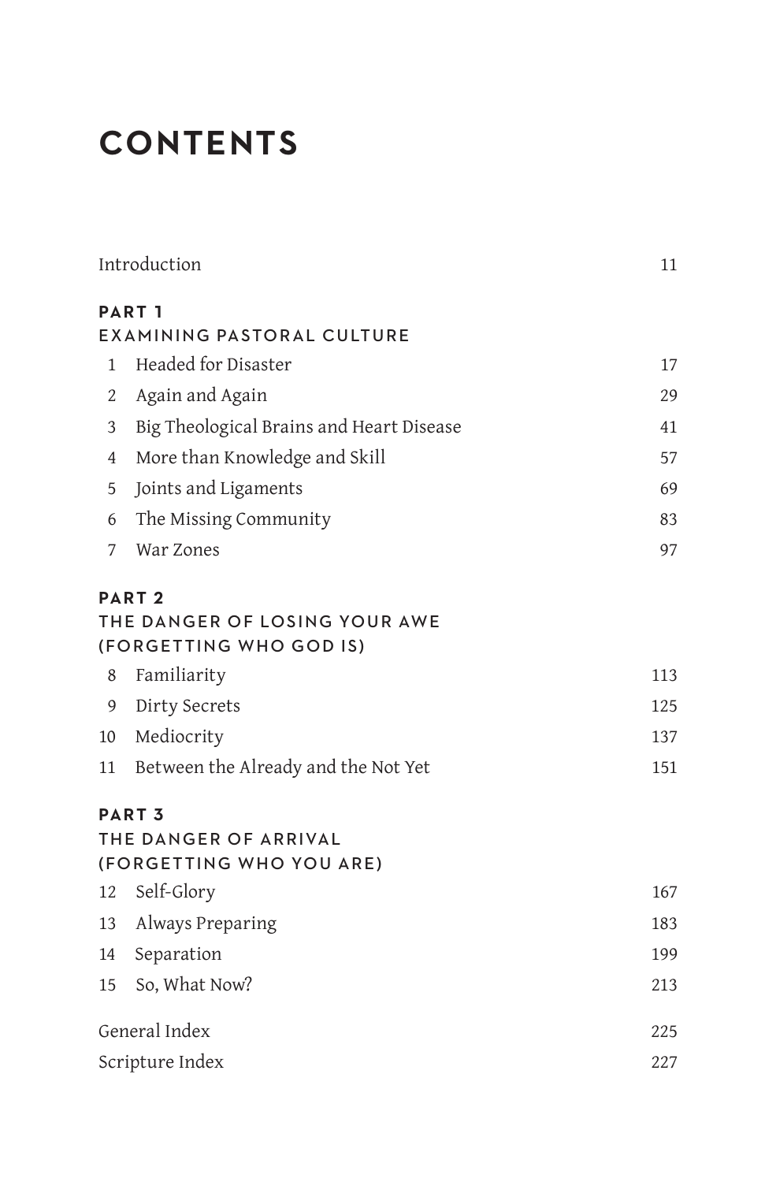# CONTENTS

| | | |
|---|---|---|
| Introduction | | 11 |

## PART 1
## EXAMINING PASTORAL CULTURE

| | | |
|---|---|---|
| 1 | Headed for Disaster | 17 |
| 2 | Again and Again | 29 |
| 3 | Big Theological Brains and Heart Disease | 41 |
| 4 | More than Knowledge and Skill | 57 |
| 5 | Joints and Ligaments | 69 |
| 6 | The Missing Community | 83 |
| 7 | War Zones | 97 |

## PART 2
## THE DANGER OF LOSING YOUR AWE (FORGETTING WHO GOD IS)

| | | |
|---|---|---|
| 8 | Familiarity | 113 |
| 9 | Dirty Secrets | 125 |
| 10 | Mediocrity | 137 |
| 11 | Between the Already and the Not Yet | 151 |

## PART 3
## THE DANGER OF ARRIVAL (FORGETTING WHO YOU ARE)

| | | |
|---|---|---|
| 12 | Self-Glory | 167 |
| 13 | Always Preparing | 183 |
| 14 | Separation | 199 |
| 15 | So, What Now? | 213 |

| | |
|---|---|
| General Index | 225 |
| Scripture Index | 227 |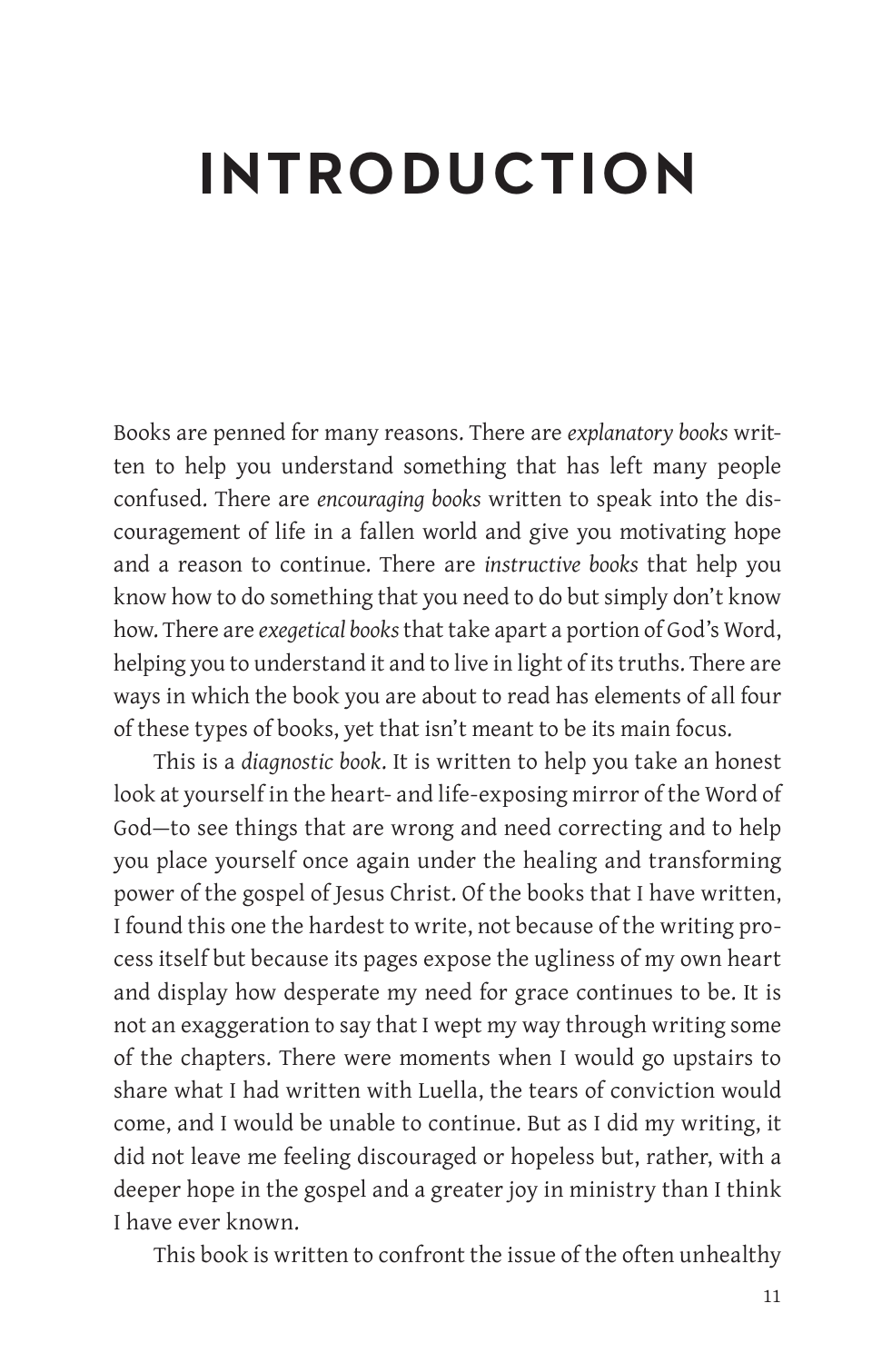# INTRODUCTION

Books are penned for many reasons. There are *explanatory books* written to help you understand something that has left many people confused. There are *encouraging books* written to speak into the discouragement of life in a fallen world and give you motivating hope and a reason to continue. There are *instructive books* that help you know how to do something that you need to do but simply don't know how. There are *exegetical books* that take apart a portion of God's Word, helping you to understand it and to live in light of its truths. There are ways in which the book you are about to read has elements of all four of these types of books, yet that isn't meant to be its main focus.

This is a *diagnostic book*. It is written to help you take an honest look at yourself in the heart- and life-exposing mirror of the Word of God—to see things that are wrong and need correcting and to help you place yourself once again under the healing and transforming power of the gospel of Jesus Christ. Of the books that I have written, I found this one the hardest to write, not because of the writing process itself but because its pages expose the ugliness of my own heart and display how desperate my need for grace continues to be. It is not an exaggeration to say that I wept my way through writing some of the chapters. There were moments when I would go upstairs to share what I had written with Luella, the tears of conviction would come, and I would be unable to continue. But as I did my writing, it did not leave me feeling discouraged or hopeless but, rather, with a deeper hope in the gospel and a greater joy in ministry than I think I have ever known.

This book is written to confront the issue of the often unhealthy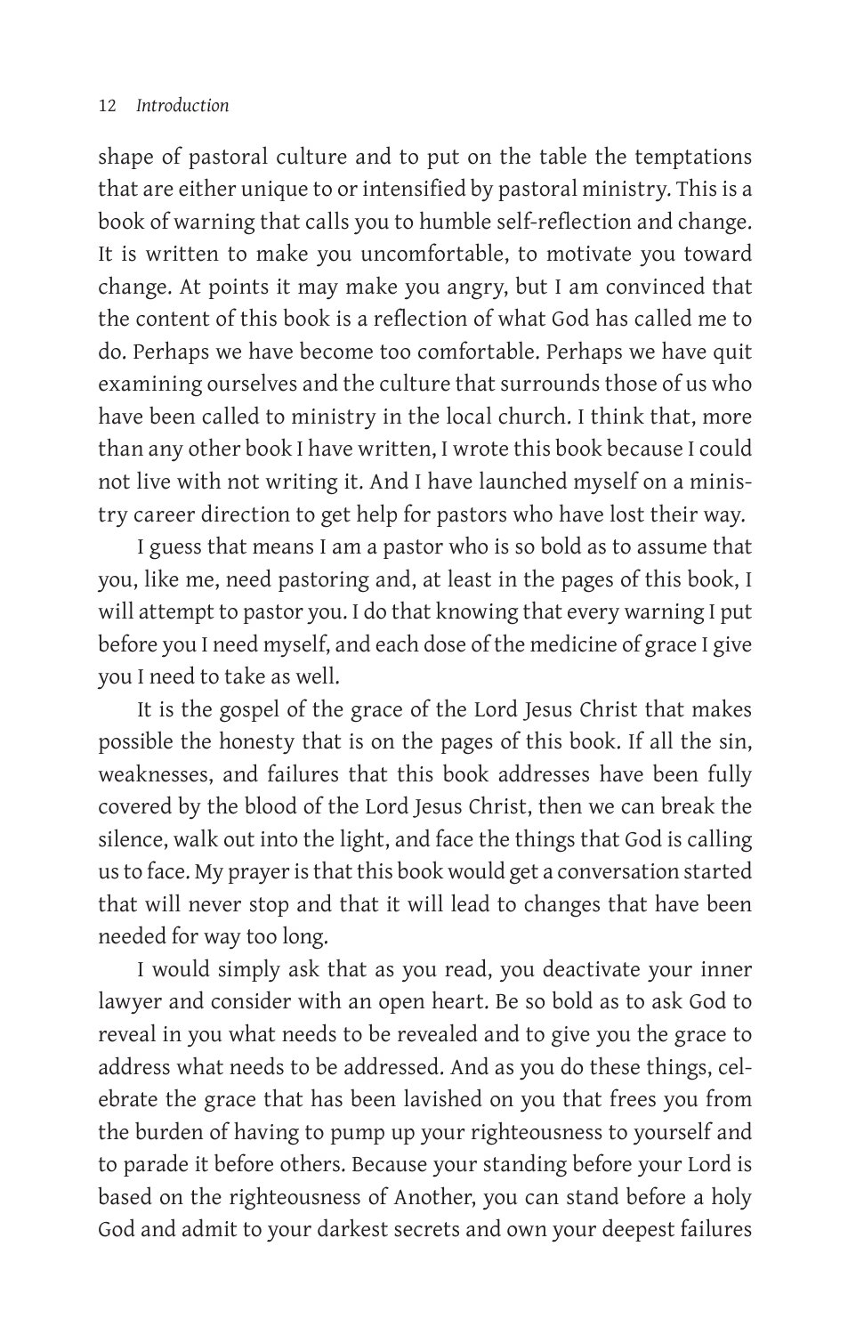shape of pastoral culture and to put on the table the temptations that are either unique to or intensified by pastoral ministry. This is a book of warning that calls you to humble self-reflection and change. It is written to make you uncomfortable, to motivate you toward change. At points it may make you angry, but I am convinced that the content of this book is a reflection of what God has called me to do. Perhaps we have become too comfortable. Perhaps we have quit examining ourselves and the culture that surrounds those of us who have been called to ministry in the local church. I think that, more than any other book I have written, I wrote this book because I could not live with not writing it. And I have launched myself on a ministry career direction to get help for pastors who have lost their way.

I guess that means I am a pastor who is so bold as to assume that you, like me, need pastoring and, at least in the pages of this book, I will attempt to pastor you. I do that knowing that every warning I put before you I need myself, and each dose of the medicine of grace I give you I need to take as well.

It is the gospel of the grace of the Lord Jesus Christ that makes possible the honesty that is on the pages of this book. If all the sin, weaknesses, and failures that this book addresses have been fully covered by the blood of the Lord Jesus Christ, then we can break the silence, walk out into the light, and face the things that God is calling us to face. My prayer is that this book would get a conversation started that will never stop and that it will lead to changes that have been needed for way too long.

I would simply ask that as you read, you deactivate your inner lawyer and consider with an open heart. Be so bold as to ask God to reveal in you what needs to be revealed and to give you the grace to address what needs to be addressed. And as you do these things, celebrate the grace that has been lavished on you that frees you from the burden of having to pump up your righteousness to yourself and to parade it before others. Because your standing before your Lord is based on the righteousness of Another, you can stand before a holy God and admit to your darkest secrets and own your deepest failures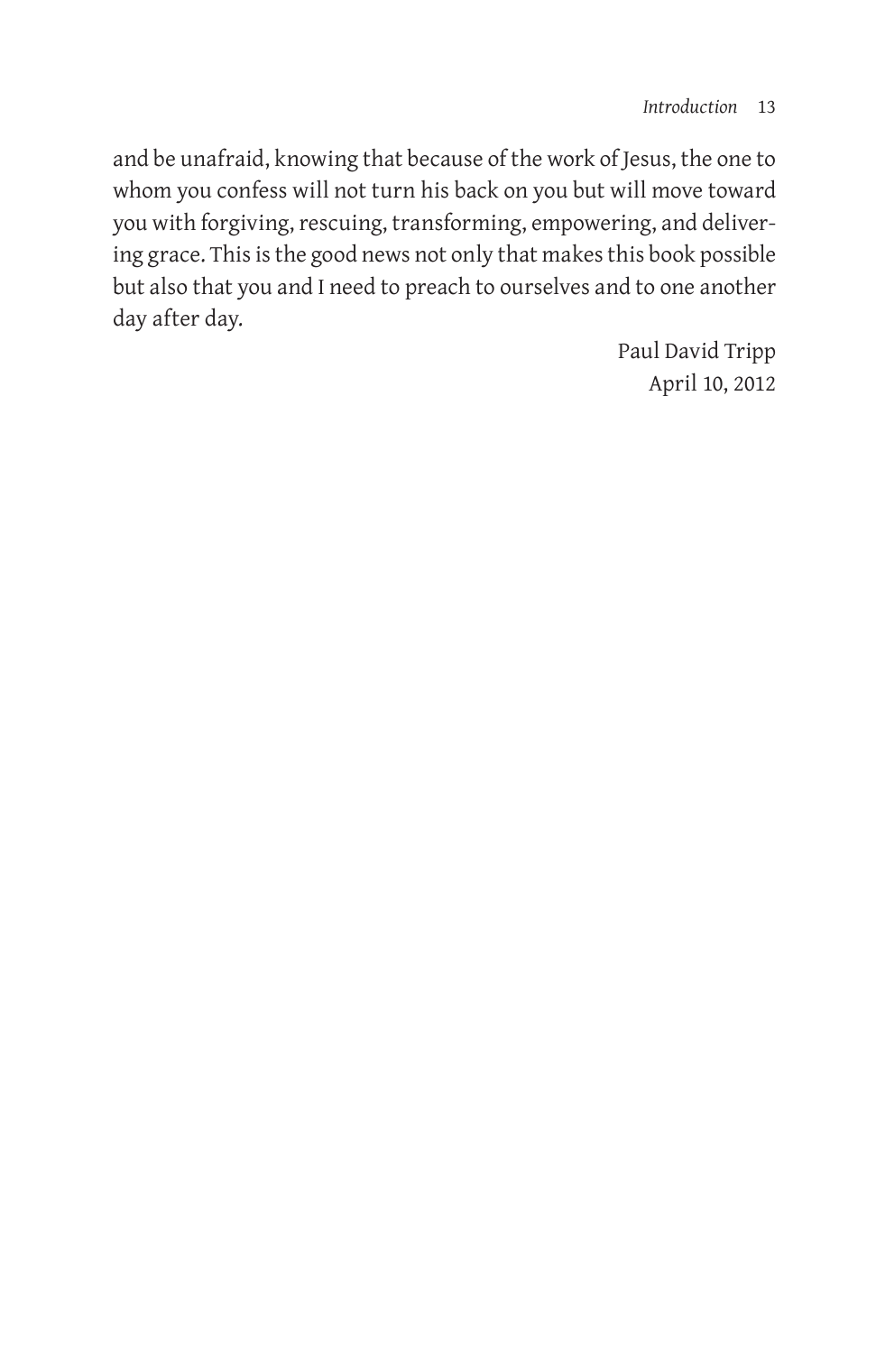and be unafraid, knowing that because of the work of Jesus, the one to whom you confess will not turn his back on you but will move toward you with forgiving, rescuing, transforming, empowering, and delivering grace. This is the good news not only that makes this book possible but also that you and I need to preach to ourselves and to one another day after day.

Paul David Tripp  
April 10, 2012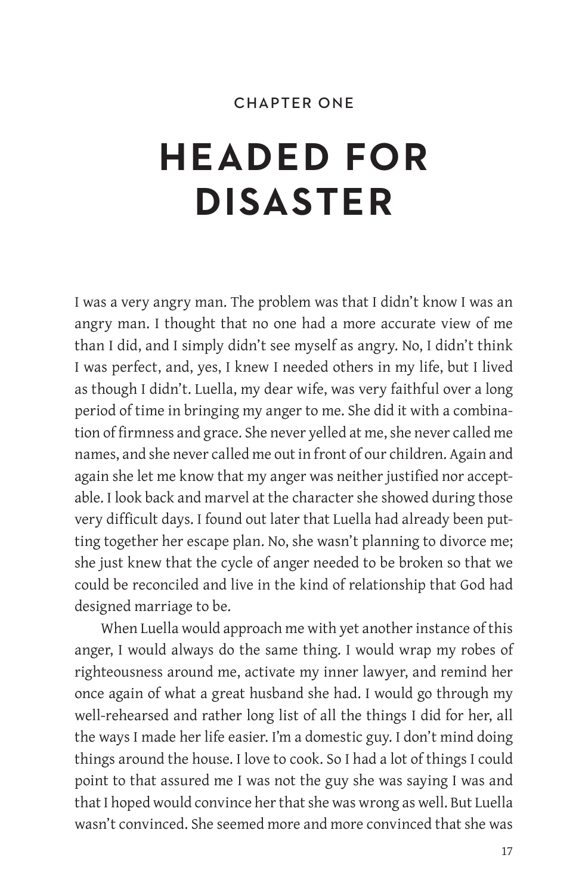CHAPTER ONE

# HEADED FOR DISASTER

I was a very angry man. The problem was that I didn't know I was an angry man. I thought that no one had a more accurate view of me than I did, and I simply didn't see myself as angry. No, I didn't think I was perfect, and, yes, I knew I needed others in my life, but I lived as though I didn't. Luella, my dear wife, was very faithful over a long period of time in bringing my anger to me. She did it with a combination of firmness and grace. She never yelled at me, she never called me names, and she never called me out in front of our children. Again and again she let me know that my anger was neither justified nor acceptable. I look back and marvel at the character she showed during those very difficult days. I found out later that Luella had already been putting together her escape plan. No, she wasn't planning to divorce me; she just knew that the cycle of anger needed to be broken so that we could be reconciled and live in the kind of relationship that God had designed marriage to be.

When Luella would approach me with yet another instance of this anger, I would always do the same thing. I would wrap my robes of righteousness around me, activate my inner lawyer, and remind her once again of what a great husband she had. I would go through my well-rehearsed and rather long list of all the things I did for her, all the ways I made her life easier. I'm a domestic guy. I don't mind doing things around the house. I love to cook. So I had a lot of things I could point to that assured me I was not the guy she was saying I was and that I hoped would convince her that she was wrong as well. But Luella wasn't convinced. She seemed more and more convinced that she was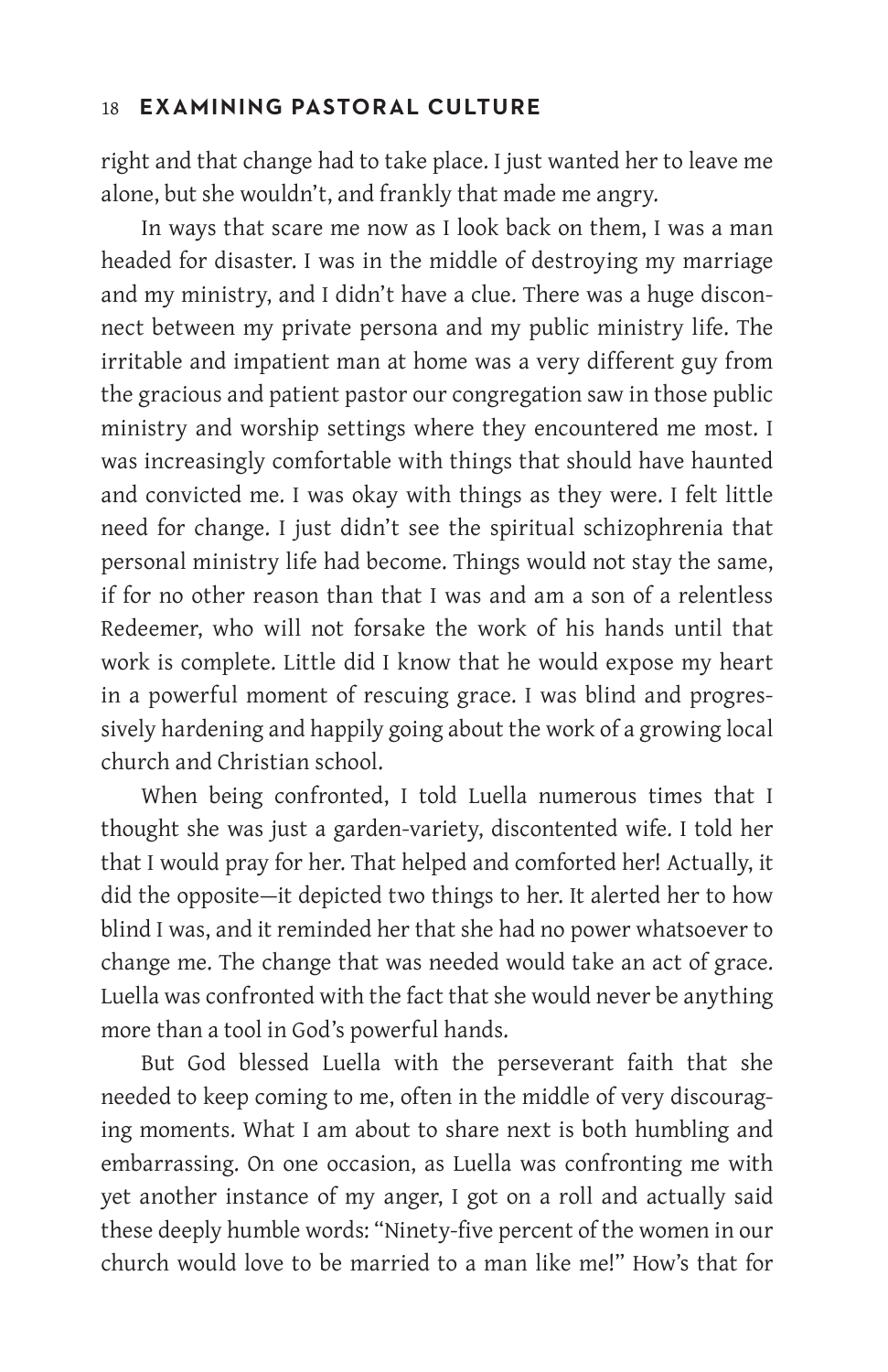right and that change had to take place. I just wanted her to leave me alone, but she wouldn't, and frankly that made me angry.

In ways that scare me now as I look back on them, I was a man headed for disaster. I was in the middle of destroying my marriage and my ministry, and I didn't have a clue. There was a huge disconnect between my private persona and my public ministry life. The irritable and impatient man at home was a very different guy from the gracious and patient pastor our congregation saw in those public ministry and worship settings where they encountered me most. I was increasingly comfortable with things that should have haunted and convicted me. I was okay with things as they were. I felt little need for change. I just didn't see the spiritual schizophrenia that personal ministry life had become. Things would not stay the same, if for no other reason than that I was and am a son of a relentless Redeemer, who will not forsake the work of his hands until that work is complete. Little did I know that he would expose my heart in a powerful moment of rescuing grace. I was blind and progressively hardening and happily going about the work of a growing local church and Christian school.

When being confronted, I told Luella numerous times that I thought she was just a garden-variety, discontented wife. I told her that I would pray for her. That helped and comforted her! Actually, it did the opposite—it depicted two things to her. It alerted her to how blind I was, and it reminded her that she had no power whatsoever to change me. The change that was needed would take an act of grace. Luella was confronted with the fact that she would never be anything more than a tool in God's powerful hands.

But God blessed Luella with the perseverant faith that she needed to keep coming to me, often in the middle of very discouraging moments. What I am about to share next is both humbling and embarrassing. On one occasion, as Luella was confronting me with yet another instance of my anger, I got on a roll and actually said these deeply humble words: "Ninety-five percent of the women in our church would love to be married to a man like me!" How's that for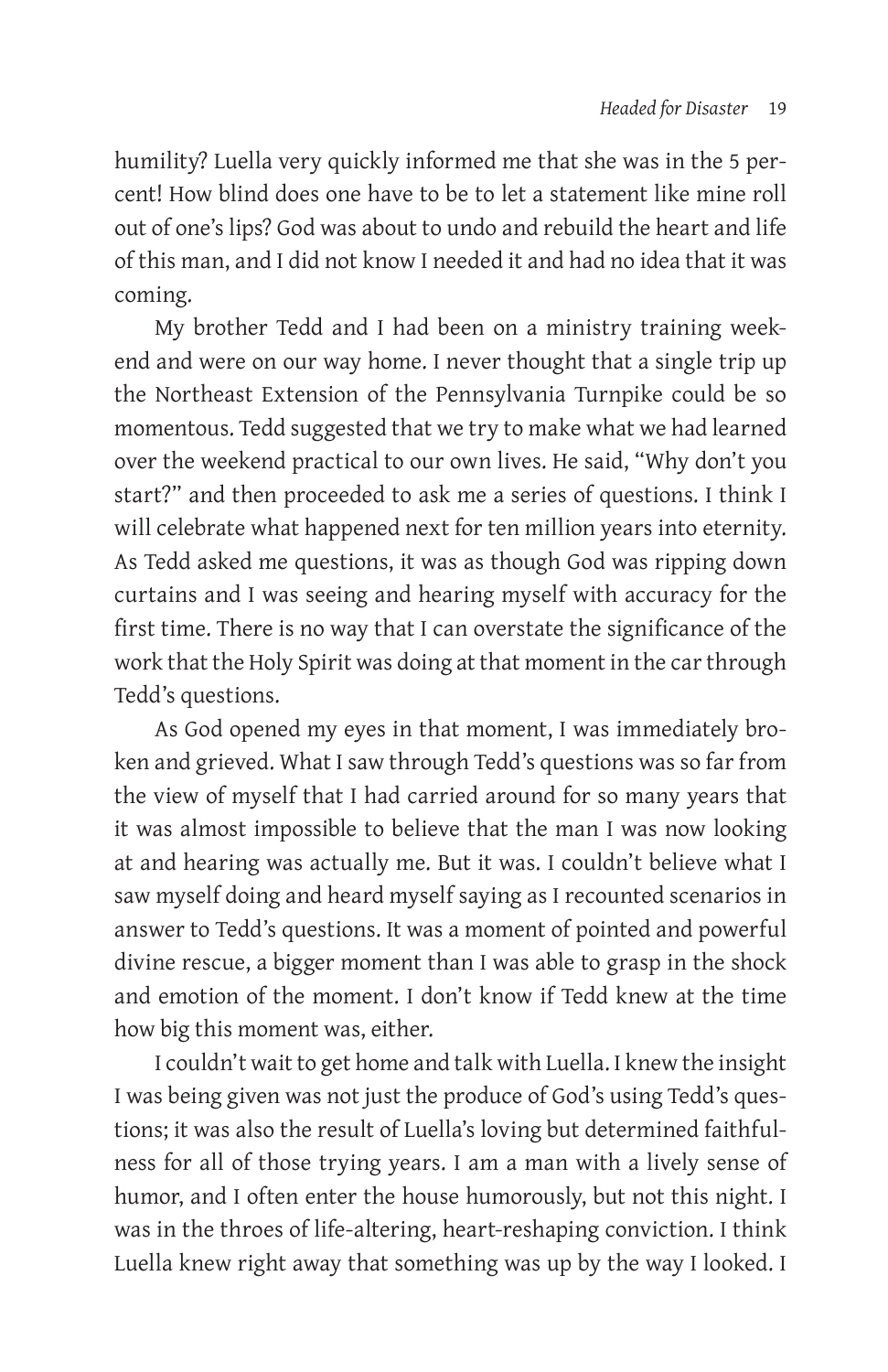humility? Luella very quickly informed me that she was in the 5 percent! How blind does one have to be to let a statement like mine roll out of one's lips? God was about to undo and rebuild the heart and life of this man, and I did not know I needed it and had no idea that it was coming.

My brother Tedd and I had been on a ministry training weekend and were on our way home. I never thought that a single trip up the Northeast Extension of the Pennsylvania Turnpike could be so momentous. Tedd suggested that we try to make what we had learned over the weekend practical to our own lives. He said, "Why don't you start?" and then proceeded to ask me a series of questions. I think I will celebrate what happened next for ten million years into eternity. As Tedd asked me questions, it was as though God was ripping down curtains and I was seeing and hearing myself with accuracy for the first time. There is no way that I can overstate the significance of the work that the Holy Spirit was doing at that moment in the car through Tedd's questions.

As God opened my eyes in that moment, I was immediately broken and grieved. What I saw through Tedd's questions was so far from the view of myself that I had carried around for so many years that it was almost impossible to believe that the man I was now looking at and hearing was actually me. But it was. I couldn't believe what I saw myself doing and heard myself saying as I recounted scenarios in answer to Tedd's questions. It was a moment of pointed and powerful divine rescue, a bigger moment than I was able to grasp in the shock and emotion of the moment. I don't know if Tedd knew at the time how big this moment was, either.

I couldn't wait to get home and talk with Luella. I knew the insight I was being given was not just the produce of God's using Tedd's questions; it was also the result of Luella's loving but determined faithfulness for all of those trying years. I am a man with a lively sense of humor, and I often enter the house humorously, but not this night. I was in the throes of life-altering, heart-reshaping conviction. I think Luella knew right away that something was up by the way I looked. I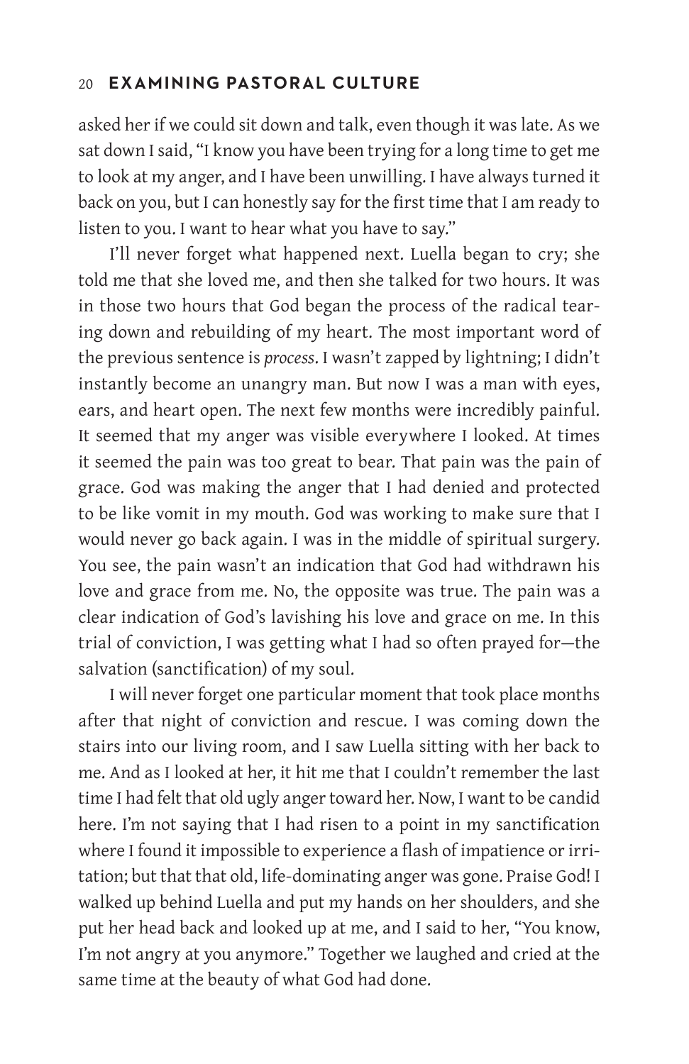asked her if we could sit down and talk, even though it was late. As we sat down I said, "I know you have been trying for a long time to get me to look at my anger, and I have been unwilling. I have always turned it back on you, but I can honestly say for the first time that I am ready to listen to you. I want to hear what you have to say."

I'll never forget what happened next. Luella began to cry; she told me that she loved me, and then she talked for two hours. It was in those two hours that God began the process of the radical tearing down and rebuilding of my heart. The most important word of the previous sentence is *process*. I wasn't zapped by lightning; I didn't instantly become an unangry man. But now I was a man with eyes, ears, and heart open. The next few months were incredibly painful. It seemed that my anger was visible everywhere I looked. At times it seemed the pain was too great to bear. That pain was the pain of grace. God was making the anger that I had denied and protected to be like vomit in my mouth. God was working to make sure that I would never go back again. I was in the middle of spiritual surgery. You see, the pain wasn't an indication that God had withdrawn his love and grace from me. No, the opposite was true. The pain was a clear indication of God's lavishing his love and grace on me. In this trial of conviction, I was getting what I had so often prayed for—the salvation (sanctification) of my soul.

I will never forget one particular moment that took place months after that night of conviction and rescue. I was coming down the stairs into our living room, and I saw Luella sitting with her back to me. And as I looked at her, it hit me that I couldn't remember the last time I had felt that old ugly anger toward her. Now, I want to be candid here. I'm not saying that I had risen to a point in my sanctification where I found it impossible to experience a flash of impatience or irritation; but that that old, life-dominating anger was gone. Praise God! I walked up behind Luella and put my hands on her shoulders, and she put her head back and looked up at me, and I said to her, "You know, I'm not angry at you anymore." Together we laughed and cried at the same time at the beauty of what God had done.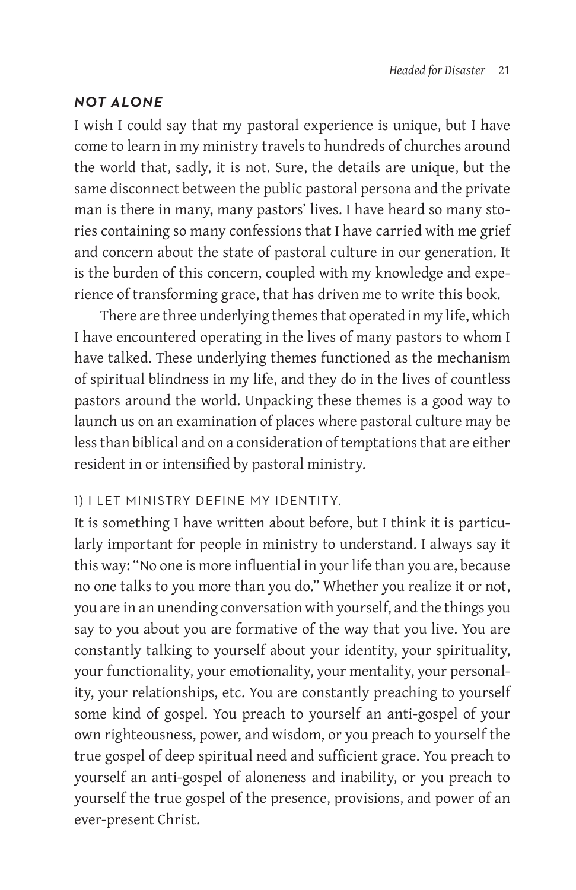### *NOT ALONE*

I wish I could say that my pastoral experience is unique, but I have come to learn in my ministry travels to hundreds of churches around the world that, sadly, it is not. Sure, the details are unique, but the same disconnect between the public pastoral persona and the private man is there in many, many pastors' lives. I have heard so many stories containing so many confessions that I have carried with me grief and concern about the state of pastoral culture in our generation. It is the burden of this concern, coupled with my knowledge and experience of transforming grace, that has driven me to write this book.

There are three underlying themes that operated in my life, which I have encountered operating in the lives of many pastors to whom I have talked. These underlying themes functioned as the mechanism of spiritual blindness in my life, and they do in the lives of countless pastors around the world. Unpacking these themes is a good way to launch us on an examination of places where pastoral culture may be less than biblical and on a consideration of temptations that are either resident in or intensified by pastoral ministry.

#### 1) I LET MINISTRY DEFINE MY IDENTITY.

It is something I have written about before, but I think it is particularly important for people in ministry to understand. I always say it this way: "No one is more influential in your life than you are, because no one talks to you more than you do." Whether you realize it or not, you are in an unending conversation with yourself, and the things you say to you about you are formative of the way that you live. You are constantly talking to yourself about your identity, your spirituality, your functionality, your emotionality, your mentality, your personality, your relationships, etc. You are constantly preaching to yourself some kind of gospel. You preach to yourself an anti-gospel of your own righteousness, power, and wisdom, or you preach to yourself the true gospel of deep spiritual need and sufficient grace. You preach to yourself an anti-gospel of aloneness and inability, or you preach to yourself the true gospel of the presence, provisions, and power of an ever-present Christ.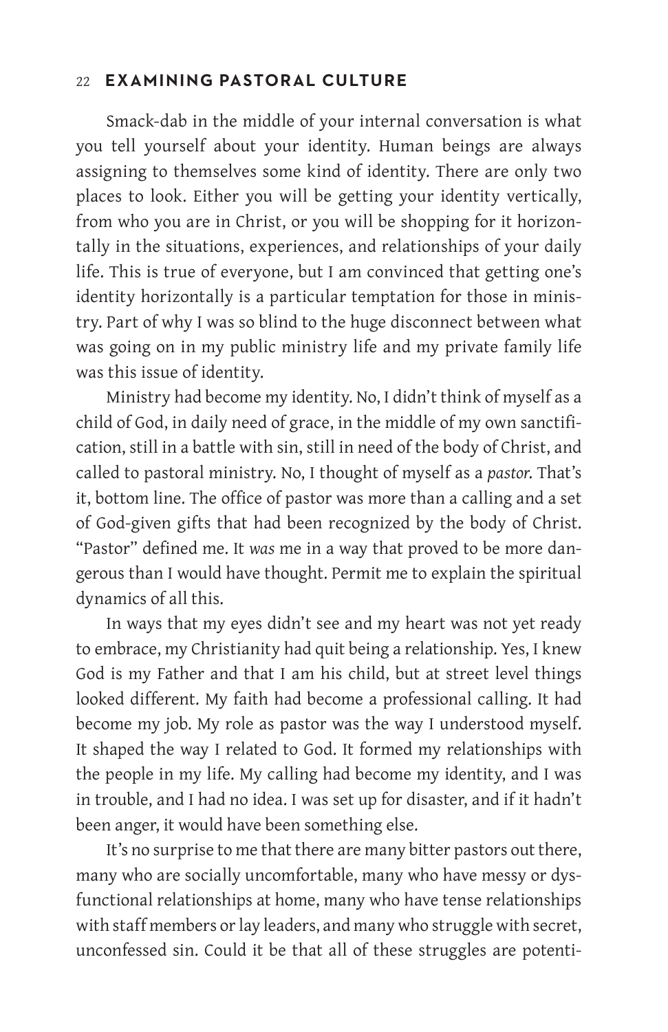Smack-dab in the middle of your internal conversation is what you tell yourself about your identity. Human beings are always assigning to themselves some kind of identity. There are only two places to look. Either you will be getting your identity vertically, from who you are in Christ, or you will be shopping for it horizontally in the situations, experiences, and relationships of your daily life. This is true of everyone, but I am convinced that getting one's identity horizontally is a particular temptation for those in ministry. Part of why I was so blind to the huge disconnect between what was going on in my public ministry life and my private family life was this issue of identity.

Ministry had become my identity. No, I didn't think of myself as a child of God, in daily need of grace, in the middle of my own sanctification, still in a battle with sin, still in need of the body of Christ, and called to pastoral ministry. No, I thought of myself as a *pastor.* That's it, bottom line. The office of pastor was more than a calling and a set of God-given gifts that had been recognized by the body of Christ. "Pastor" defined me. It *was* me in a way that proved to be more dangerous than I would have thought. Permit me to explain the spiritual dynamics of all this.

In ways that my eyes didn't see and my heart was not yet ready to embrace, my Christianity had quit being a relationship. Yes, I knew God is my Father and that I am his child, but at street level things looked different. My faith had become a professional calling. It had become my job. My role as pastor was the way I understood myself. It shaped the way I related to God. It formed my relationships with the people in my life. My calling had become my identity, and I was in trouble, and I had no idea. I was set up for disaster, and if it hadn't been anger, it would have been something else.

It's no surprise to me that there are many bitter pastors out there, many who are socially uncomfortable, many who have messy or dysfunctional relationships at home, many who have tense relationships with staff members or lay leaders, and many who struggle with secret, unconfessed sin. Could it be that all of these struggles are potenti-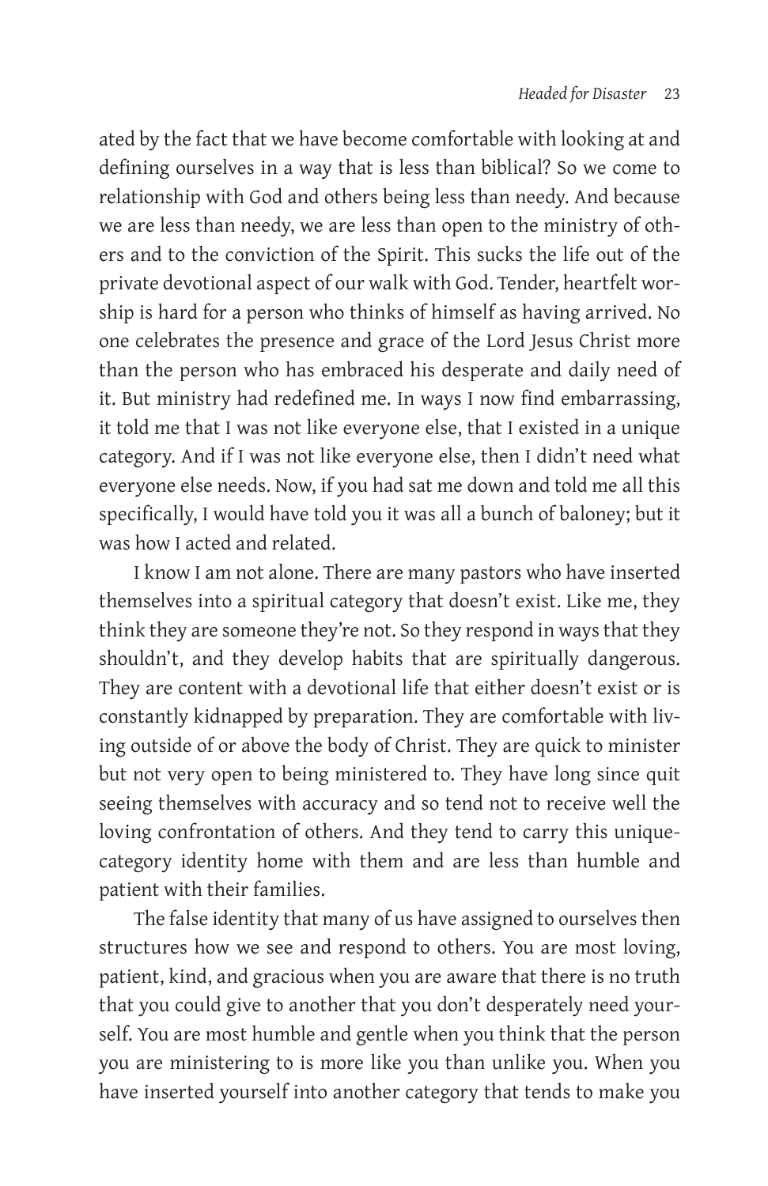ated by the fact that we have become comfortable with looking at and defining ourselves in a way that is less than biblical? So we come to relationship with God and others being less than needy. And because we are less than needy, we are less than open to the ministry of others and to the conviction of the Spirit. This sucks the life out of the private devotional aspect of our walk with God. Tender, heartfelt worship is hard for a person who thinks of himself as having arrived. No one celebrates the presence and grace of the Lord Jesus Christ more than the person who has embraced his desperate and daily need of it. But ministry had redefined me. In ways I now find embarrassing, it told me that I was not like everyone else, that I existed in a unique category. And if I was not like everyone else, then I didn't need what everyone else needs. Now, if you had sat me down and told me all this specifically, I would have told you it was all a bunch of baloney; but it was how I acted and related.

I know I am not alone. There are many pastors who have inserted themselves into a spiritual category that doesn't exist. Like me, they think they are someone they're not. So they respond in ways that they shouldn't, and they develop habits that are spiritually dangerous. They are content with a devotional life that either doesn't exist or is constantly kidnapped by preparation. They are comfortable with living outside of or above the body of Christ. They are quick to minister but not very open to being ministered to. They have long since quit seeing themselves with accuracy and so tend not to receive well the loving confrontation of others. And they tend to carry this unique-category identity home with them and are less than humble and patient with their families.

The false identity that many of us have assigned to ourselves then structures how we see and respond to others. You are most loving, patient, kind, and gracious when you are aware that there is no truth that you could give to another that you don't desperately need yourself. You are most humble and gentle when you think that the person you are ministering to is more like you than unlike you. When you have inserted yourself into another category that tends to make you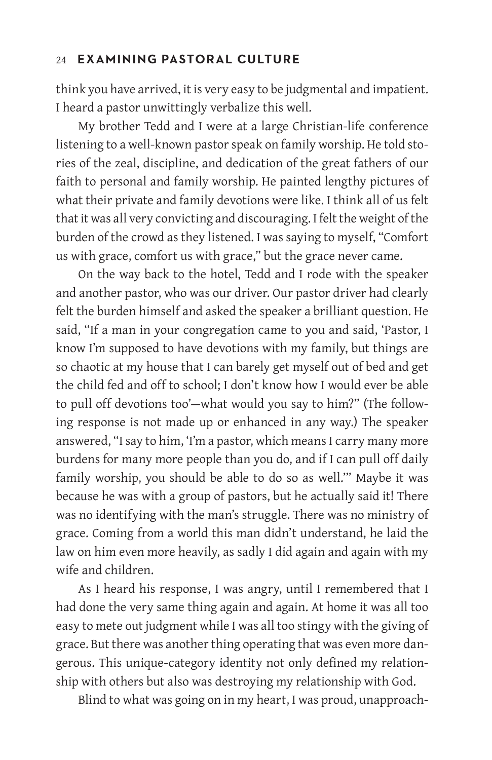think you have arrived, it is very easy to be judgmental and impatient. I heard a pastor unwittingly verbalize this well.

My brother Tedd and I were at a large Christian-life conference listening to a well-known pastor speak on family worship. He told stories of the zeal, discipline, and dedication of the great fathers of our faith to personal and family worship. He painted lengthy pictures of what their private and family devotions were like. I think all of us felt that it was all very convicting and discouraging. I felt the weight of the burden of the crowd as they listened. I was saying to myself, "Comfort us with grace, comfort us with grace," but the grace never came.

On the way back to the hotel, Tedd and I rode with the speaker and another pastor, who was our driver. Our pastor driver had clearly felt the burden himself and asked the speaker a brilliant question. He said, "If a man in your congregation came to you and said, 'Pastor, I know I'm supposed to have devotions with my family, but things are so chaotic at my house that I can barely get myself out of bed and get the child fed and off to school; I don't know how I would ever be able to pull off devotions too'—what would you say to him?" (The following response is not made up or enhanced in any way.) The speaker answered, "I say to him, 'I'm a pastor, which means I carry many more burdens for many more people than you do, and if I can pull off daily family worship, you should be able to do so as well.'" Maybe it was because he was with a group of pastors, but he actually said it! There was no identifying with the man's struggle. There was no ministry of grace. Coming from a world this man didn't understand, he laid the law on him even more heavily, as sadly I did again and again with my wife and children.

As I heard his response, I was angry, until I remembered that I had done the very same thing again and again. At home it was all too easy to mete out judgment while I was all too stingy with the giving of grace. But there was another thing operating that was even more dangerous. This unique-category identity not only defined my relationship with others but also was destroying my relationship with God.

Blind to what was going on in my heart, I was proud, unapproach-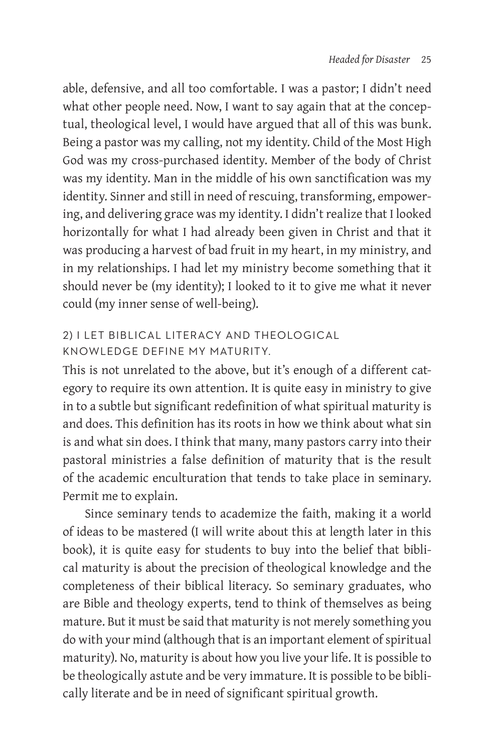able, defensive, and all too comfortable. I was a pastor; I didn't need what other people need. Now, I want to say again that at the conceptual, theological level, I would have argued that all of this was bunk. Being a pastor was my calling, not my identity. Child of the Most High God was my cross-purchased identity. Member of the body of Christ was my identity. Man in the middle of his own sanctification was my identity. Sinner and still in need of rescuing, transforming, empowering, and delivering grace was my identity. I didn't realize that I looked horizontally for what I had already been given in Christ and that it was producing a harvest of bad fruit in my heart, in my ministry, and in my relationships. I had let my ministry become something that it should never be (my identity); I looked to it to give me what it never could (my inner sense of well-being).

### 2) I LET BIBLICAL LITERACY AND THEOLOGICAL KNOWLEDGE DEFINE MY MATURITY.

This is not unrelated to the above, but it's enough of a different category to require its own attention. It is quite easy in ministry to give in to a subtle but significant redefinition of what spiritual maturity is and does. This definition has its roots in how we think about what sin is and what sin does. I think that many, many pastors carry into their pastoral ministries a false definition of maturity that is the result of the academic enculturation that tends to take place in seminary. Permit me to explain.

Since seminary tends to academize the faith, making it a world of ideas to be mastered (I will write about this at length later in this book), it is quite easy for students to buy into the belief that biblical maturity is about the precision of theological knowledge and the completeness of their biblical literacy. So seminary graduates, who are Bible and theology experts, tend to think of themselves as being mature. But it must be said that maturity is not merely something you do with your mind (although that is an important element of spiritual maturity). No, maturity is about how you live your life. It is possible to be theologically astute and be very immature. It is possible to be biblically literate and be in need of significant spiritual growth.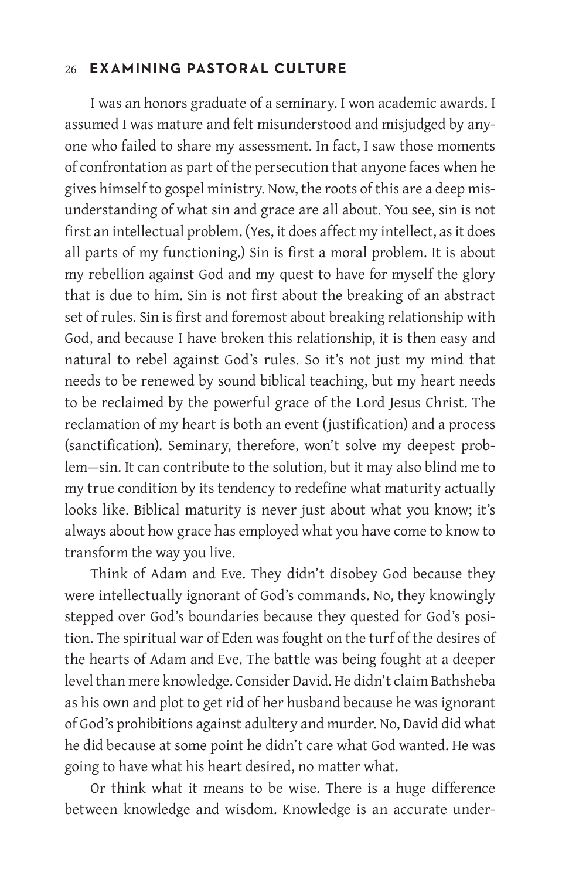I was an honors graduate of a seminary. I won academic awards. I assumed I was mature and felt misunderstood and misjudged by anyone who failed to share my assessment. In fact, I saw those moments of confrontation as part of the persecution that anyone faces when he gives himself to gospel ministry. Now, the roots of this are a deep misunderstanding of what sin and grace are all about. You see, sin is not first an intellectual problem. (Yes, it does affect my intellect, as it does all parts of my functioning.) Sin is first a moral problem. It is about my rebellion against God and my quest to have for myself the glory that is due to him. Sin is not first about the breaking of an abstract set of rules. Sin is first and foremost about breaking relationship with God, and because I have broken this relationship, it is then easy and natural to rebel against God's rules. So it's not just my mind that needs to be renewed by sound biblical teaching, but my heart needs to be reclaimed by the powerful grace of the Lord Jesus Christ. The reclamation of my heart is both an event (justification) and a process (sanctification). Seminary, therefore, won't solve my deepest problem—sin. It can contribute to the solution, but it may also blind me to my true condition by its tendency to redefine what maturity actually looks like. Biblical maturity is never just about what you know; it's always about how grace has employed what you have come to know to transform the way you live.

Think of Adam and Eve. They didn't disobey God because they were intellectually ignorant of God's commands. No, they knowingly stepped over God's boundaries because they quested for God's position. The spiritual war of Eden was fought on the turf of the desires of the hearts of Adam and Eve. The battle was being fought at a deeper level than mere knowledge. Consider David. He didn't claim Bathsheba as his own and plot to get rid of her husband because he was ignorant of God's prohibitions against adultery and murder. No, David did what he did because at some point he didn't care what God wanted. He was going to have what his heart desired, no matter what.

Or think what it means to be wise. There is a huge difference between knowledge and wisdom. Knowledge is an accurate under-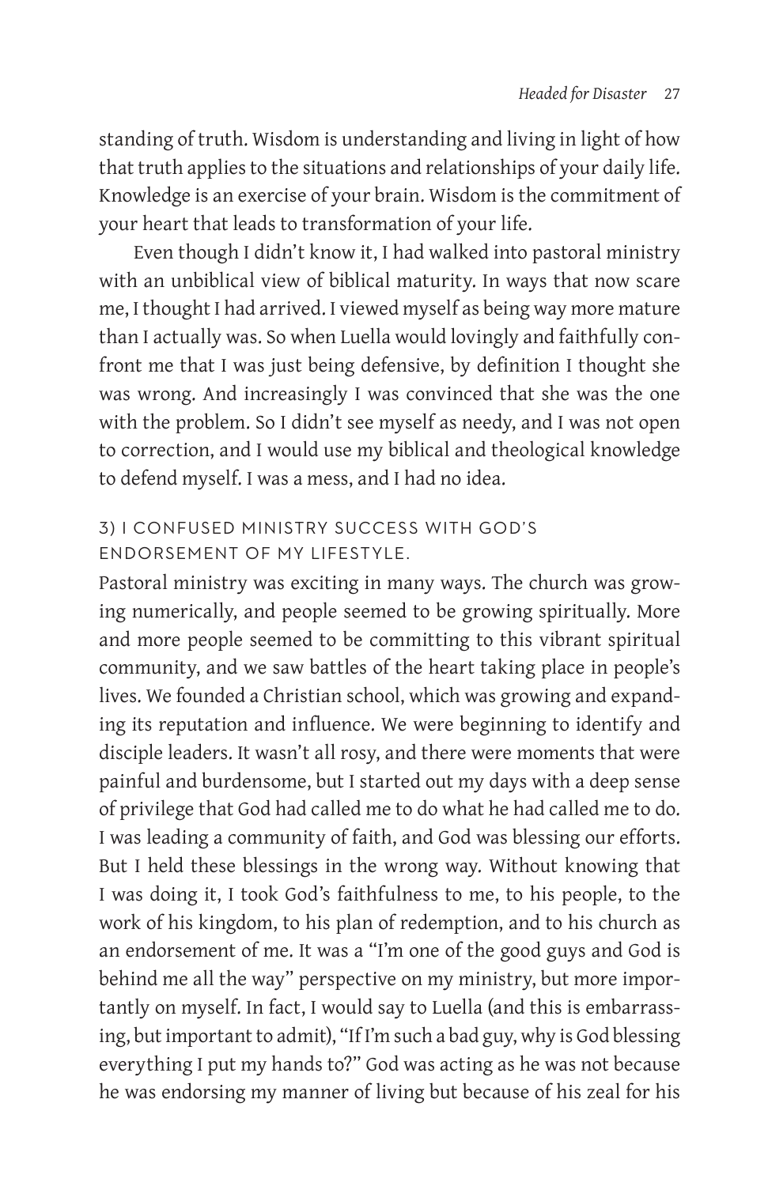standing of truth. Wisdom is understanding and living in light of how that truth applies to the situations and relationships of your daily life. Knowledge is an exercise of your brain. Wisdom is the commitment of your heart that leads to transformation of your life.

Even though I didn't know it, I had walked into pastoral ministry with an unbiblical view of biblical maturity. In ways that now scare me, I thought I had arrived. I viewed myself as being way more mature than I actually was. So when Luella would lovingly and faithfully confront me that I was just being defensive, by definition I thought she was wrong. And increasingly I was convinced that she was the one with the problem. So I didn't see myself as needy, and I was not open to correction, and I would use my biblical and theological knowledge to defend myself. I was a mess, and I had no idea.

### 3) I CONFUSED MINISTRY SUCCESS WITH GOD'S ENDORSEMENT OF MY LIFESTYLE.

Pastoral ministry was exciting in many ways. The church was growing numerically, and people seemed to be growing spiritually. More and more people seemed to be committing to this vibrant spiritual community, and we saw battles of the heart taking place in people's lives. We founded a Christian school, which was growing and expanding its reputation and influence. We were beginning to identify and disciple leaders. It wasn't all rosy, and there were moments that were painful and burdensome, but I started out my days with a deep sense of privilege that God had called me to do what he had called me to do. I was leading a community of faith, and God was blessing our efforts. But I held these blessings in the wrong way. Without knowing that I was doing it, I took God's faithfulness to me, to his people, to the work of his kingdom, to his plan of redemption, and to his church as an endorsement of me. It was a "I'm one of the good guys and God is behind me all the way" perspective on my ministry, but more importantly on myself. In fact, I would say to Luella (and this is embarrassing, but important to admit), "If I'm such a bad guy, why is God blessing everything I put my hands to?" God was acting as he was not because he was endorsing my manner of living but because of his zeal for his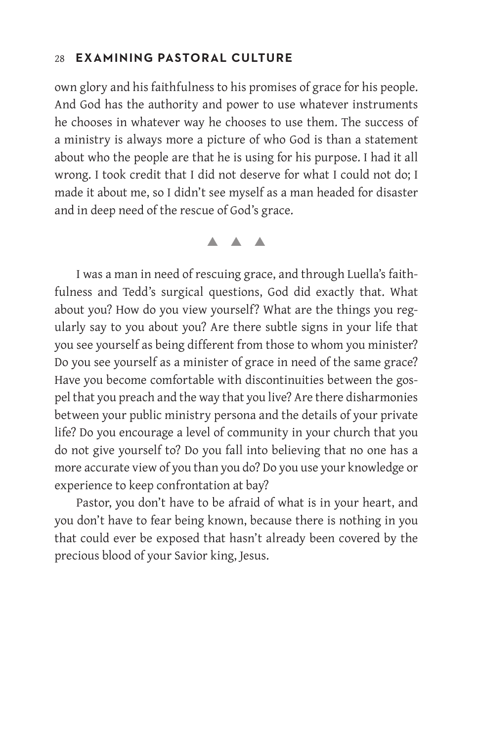own glory and his faithfulness to his promises of grace for his people. And God has the authority and power to use whatever instruments he chooses in whatever way he chooses to use them. The success of a ministry is always more a picture of who God is than a statement about who the people are that he is using for his purpose. I had it all wrong. I took credit that I did not deserve for what I could not do; I made it about me, so I didn't see myself as a man headed for disaster and in deep need of the rescue of God's grace.

▲ ▲ ▲

I was a man in need of rescuing grace, and through Luella's faithfulness and Tedd's surgical questions, God did exactly that. What about you? How do you view yourself? What are the things you regularly say to you about you? Are there subtle signs in your life that you see yourself as being different from those to whom you minister? Do you see yourself as a minister of grace in need of the same grace? Have you become comfortable with discontinuities between the gospel that you preach and the way that you live? Are there disharmonies between your public ministry persona and the details of your private life? Do you encourage a level of community in your church that you do not give yourself to? Do you fall into believing that no one has a more accurate view of you than you do? Do you use your knowledge or experience to keep confrontation at bay?

Pastor, you don't have to be afraid of what is in your heart, and you don't have to fear being known, because there is nothing in you that could ever be exposed that hasn't already been covered by the precious blood of your Savior king, Jesus.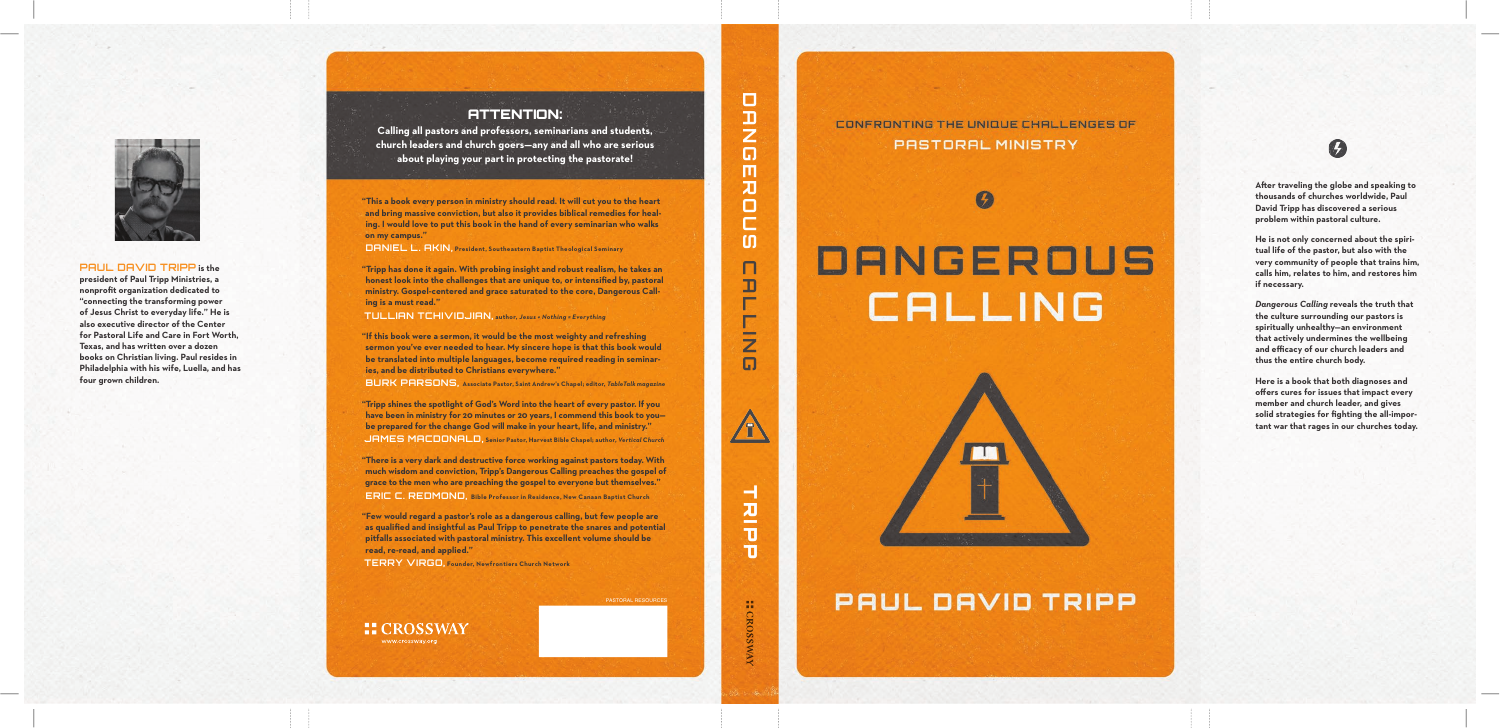**PAUL DAVID TRIPP** is the president of Paul Tripp Ministries, a nonprofit organization dedicated to "connecting the transforming power of Jesus Christ to everyday life." He is also executive director of the Center for Pastoral Life and Care in Fort Worth, Texas, and has written over a dozen books on Christian living. Paul resides in Philadelphia with his wife, Luella, and has four grown children.

## ATTENTION:

**Calling all pastors and professors, seminarians and students, church leaders and church goers—any and all who are serious about playing your part in protecting the pastorate!**

"This a book every person in ministry should read. It will cut you to the heart and bring massive conviction, but also it provides biblical remedies for healing. I would love to put this book in the hand of every seminarian who walks on my campus."
**DANIEL L. AKIN,** President, Southeastern Baptist Theological Seminary

"Tripp has done it again. With probing insight and robust realism, he takes an honest look into the challenges that are unique to, or intensified by, pastoral ministry. Gospel-centered and grace saturated to the core, Dangerous Calling is a must read."
**TULLIAN TCHIVIDJIAN,** author, *Jesus + Nothing = Everything*

"If this book were a sermon, it would be the most weighty and refreshing sermon you've ever needed to hear. My sincere hope is that this book would be translated into multiple languages, become required reading in seminaries, and be distributed to Christians everywhere."
**BURK PARSONS,** Associate Pastor, Saint Andrew's Chapel; editor, *TableTalk magazine*

"Tripp shines the spotlight of God's Word into the heart of every pastor. If you have been in ministry for 20 minutes or 20 years, I commend this book to you—be prepared for the change God will make in your heart, life, and ministry."
**JAMES MACDONALD,** Senior Pastor, Harvest Bible Chapel; author, *Vertical Church*

"There is a very dark and destructive force working against pastors today. With much wisdom and conviction, Tripp's Dangerous Calling preaches the gospel of grace to the men who are preaching the gospel to everyone but themselves."
**ERIC C. REDMOND,** Bible Professor in Residence, New Canaan Baptist Church

"Few would regard a pastor's role as a dangerous calling, but few people are as qualified and insightful as Paul Tripp to penetrate the snares and potential pitfalls associated with pastoral ministry. This excellent volume should be read, re-read, and applied."
**TERRY VIRGO,** Founder, Newfrontiers Church Network

CROSSWAY
www.crossway.org

PASTORAL RESOURCES

DANGEROUS CALLING · TRIPP · CROSSWAY

CONFRONTING THE UNIQUE CHALLENGES OF
PASTORAL MINISTRY

# DANGEROUS CALLING

## PAUL DAVID TRIPP

After traveling the globe and speaking to thousands of churches worldwide, Paul David Tripp has discovered a serious problem within pastoral culture.

He is not only concerned about the spiritual life of the pastor, but also with the very community of people that trains him, calls him, relates to him, and restores him if necessary.

*Dangerous Calling* reveals the truth that the culture surrounding our pastors is spiritually unhealthy—an environment that actively undermines the wellbeing and efficacy of our church leaders and thus the entire church body.

Here is a book that both diagnoses and offers cures for issues that impact every member and church leader, and gives solid strategies for fighting the all-important war that rages in our churches today.